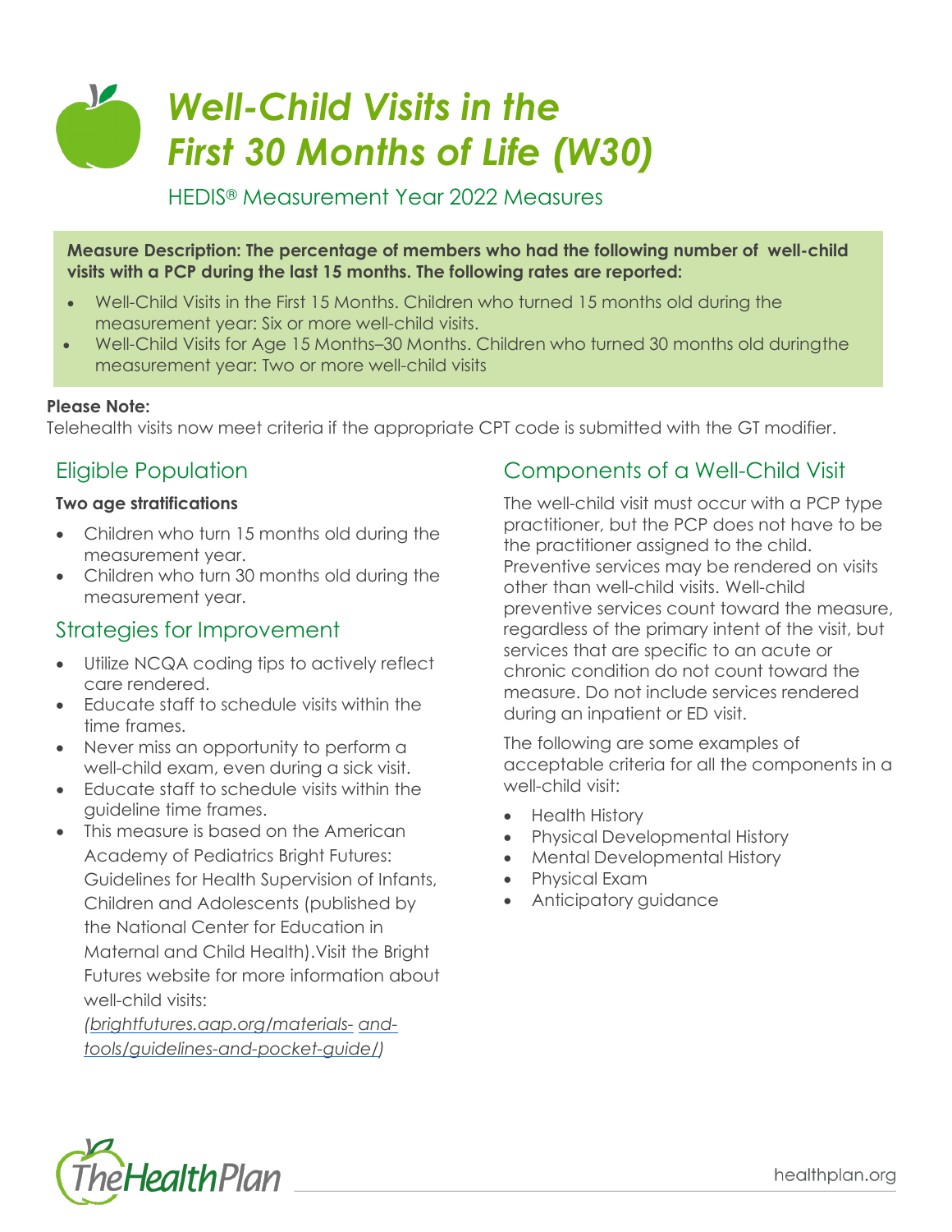# *Well-Child Visits in the First 30 Months of Life (W30)*

HEDIS® Measurement Year 2022 Measures

**Measure Description: The percentage of members who had the following number of well-child visits with a PCP during the last 15 months. The following rates are reported:**

- Well-Child Visits in the First 15 Months. Children who turned 15 months old during the measurement year: Six or more well-child visits.
- Well-Child Visits for Age 15 Months–30 Months. Children who turned 30 months old duringthe measurement year: Two or more well-child visits

**Please Note:**
Telehealth visits now meet criteria if the appropriate CPT code is submitted with the GT modifier.

## Eligible Population

**Two age stratifications**

- Children who turn 15 months old during the measurement year.
- Children who turn 30 months old during the measurement year.

## Strategies for Improvement

- Utilize NCQA coding tips to actively reflect care rendered.
- Educate staff to schedule visits within the time frames.
- Never miss an opportunity to perform a well-child exam, even during a sick visit.
- Educate staff to schedule visits within the guideline time frames.
- This measure is based on the American Academy of Pediatrics Bright Futures: Guidelines for Health Supervision of Infants, Children and Adolescents (published by the National Center for Education in Maternal and Child Health).Visit the Bright Futures website for more information about well-child visits: *(brightfutures.aap.org/materials- and-tools/guidelines-and-pocket-guide/)*

## Components of a Well-Child Visit

The well-child visit must occur with a PCP type practitioner, but the PCP does not have to be the practitioner assigned to the child. Preventive services may be rendered on visits other than well-child visits. Well-child preventive services count toward the measure, regardless of the primary intent of the visit, but services that are specific to an acute or chronic condition do not count toward the measure. Do not include services rendered during an inpatient or ED visit.

The following are some examples of acceptable criteria for all the components in a well-child visit:

- Health History
- Physical Developmental History
- Mental Developmental History
- Physical Exam
- Anticipatory guidance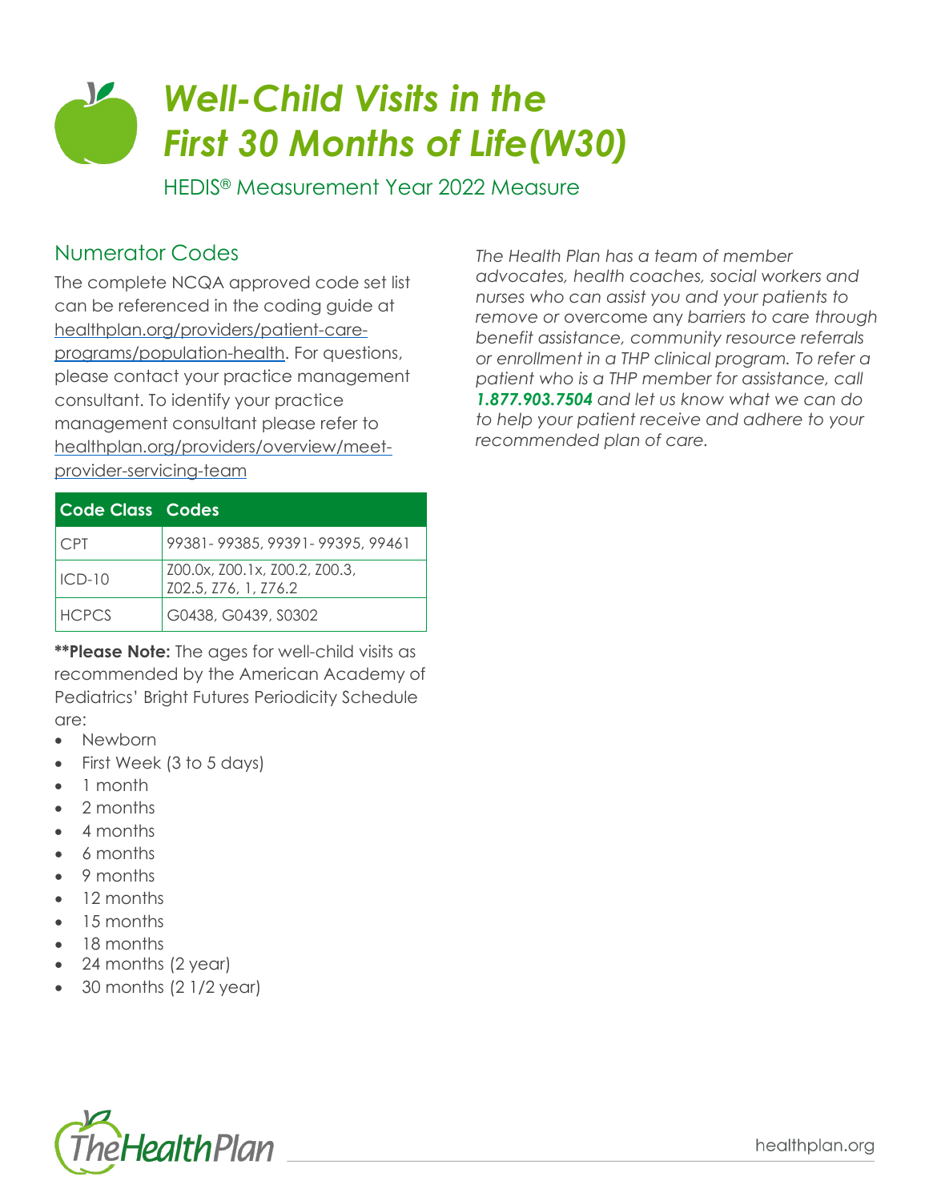// Well-Child Visits in the First 30 Months of Life(W30)

HEDIS® Measurement Year 2022 Measure

## Numerator Codes

The complete NCQA approved code set list can be referenced in the coding guide at healthplan.org/providers/patient-care-programs/population-health. For questions, please contact your practice management consultant. To identify your practice management consultant please refer to healthplan.org/providers/overview/meet-provider-servicing-team

| Code Class | Codes |
| --- | --- |
| CPT | 99381- 99385, 99391- 99395, 99461 |
| ICD-10 | Z00.0x, Z00.1x, Z00.2, Z00.3, Z02.5, Z76, 1, Z76.2 |
| HCPCS | G0438, G0439, S0302 |

**Please Note:** The ages for well-child visits as recommended by the American Academy of Pediatrics' Bright Futures Periodicity Schedule are:

- Newborn
- First Week (3 to 5 days)
- 1 month
- 2 months
- 4 months
- 6 months
- 9 months
- 12 months
- 15 months
- 18 months
- 24 months (2 year)
- 30 months (2 1/2 year)

*The Health Plan has a team of member advocates, health coaches, social workers and nurses who can assist you and your patients to remove or overcome any barriers to care through benefit assistance, community resource referrals or enrollment in a THP clinical program. To refer a patient who is a THP member for assistance, call* ***1.877.903.7504*** *and let us know what we can do to help your patient receive and adhere to your recommended plan of care.*